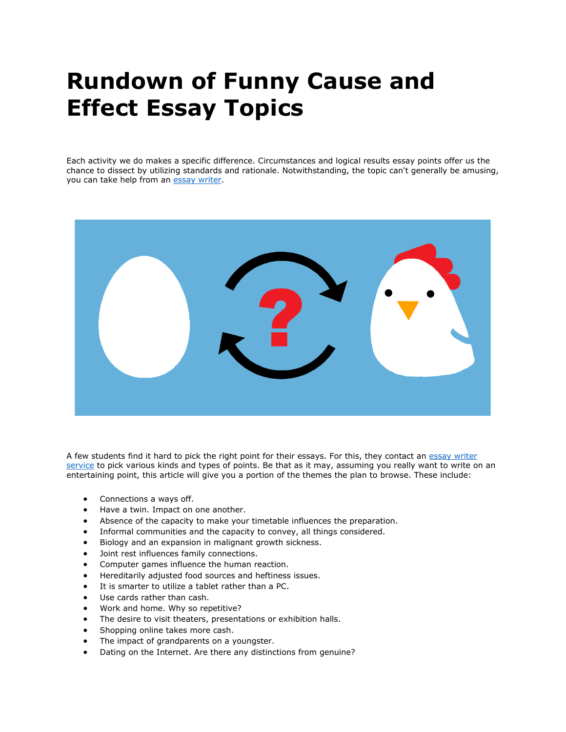# Rundown of Funny Cause and Effect Essay Topics

Each activity we do makes a specific difference. Circumstances and logical results essay points offer us the chance to dissect by utilizing standards and rationale. Notwithstanding, the topic can't generally be amusing, you can take help from an essay writer.

A few students find it hard to pick the right point for their essays. For this, they contact an essay writer service to pick various kinds and types of points. Be that as it may, assuming you really want to write on an entertaining point, this article will give you a portion of the themes the plan to browse. These include:

- Connections a ways off.
- Have a twin. Impact on one another.
- Absence of the capacity to make your timetable influences the preparation.
- Informal communities and the capacity to convey, all things considered.
- Biology and an expansion in malignant growth sickness.
- Joint rest influences family connections.
- Computer games influence the human reaction.
- Hereditarily adjusted food sources and heftiness issues.
- It is smarter to utilize a tablet rather than a PC.
- Use cards rather than cash.
- Work and home. Why so repetitive?
- The desire to visit theaters, presentations or exhibition halls.
- Shopping online takes more cash.
- The impact of grandparents on a youngster.
- Dating on the Internet. Are there any distinctions from genuine?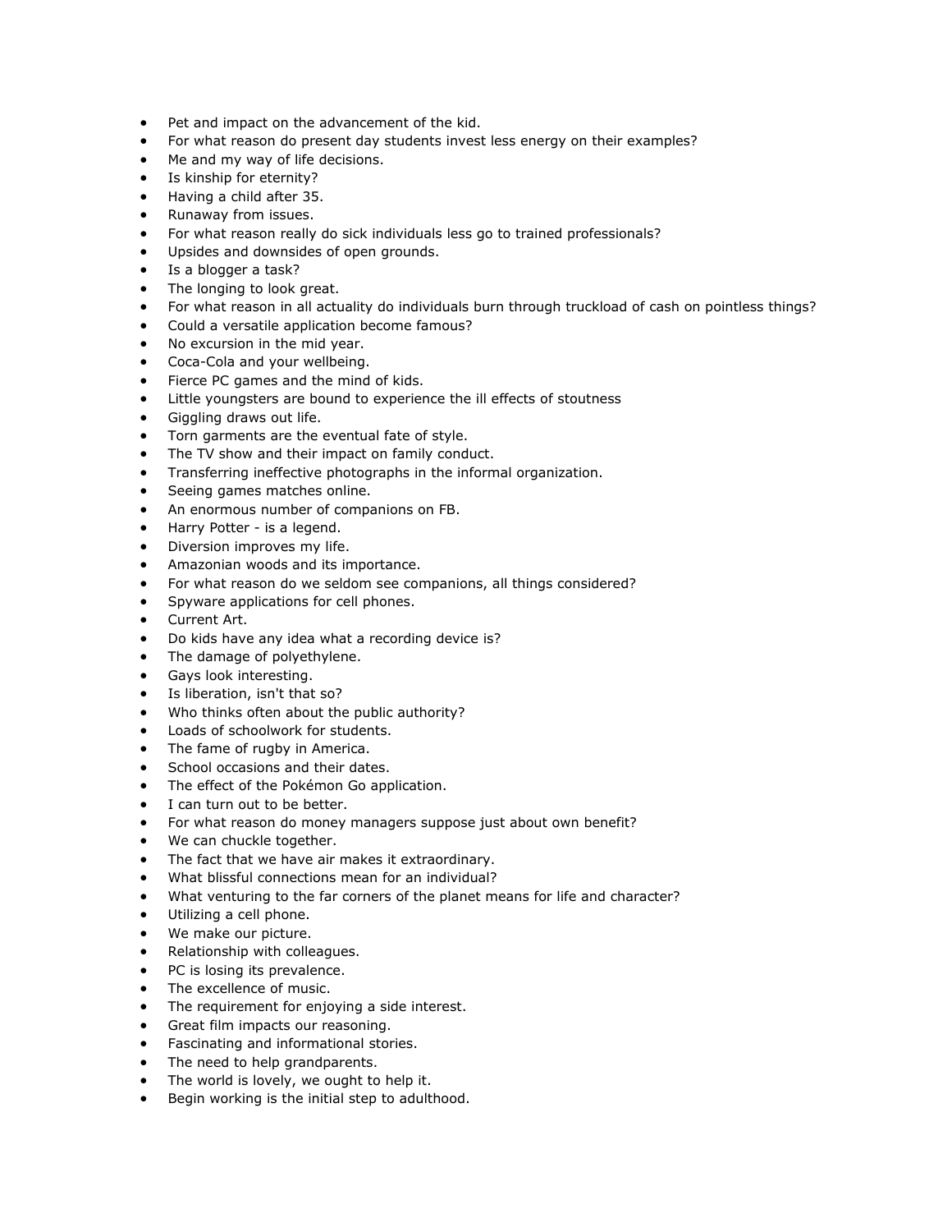- Pet and impact on the advancement of the kid.
- For what reason do present day students invest less energy on their examples?
- Me and my way of life decisions.
- Is kinship for eternity?
- Having a child after 35.
- Runaway from issues.
- For what reason really do sick individuals less go to trained professionals?
- Upsides and downsides of open grounds.
- Is a blogger a task?
- The longing to look great.
- For what reason in all actuality do individuals burn through truckload of cash on pointless things?
- Could a versatile application become famous?
- No excursion in the mid year.
- Coca-Cola and your wellbeing.
- Fierce PC games and the mind of kids.
- Little youngsters are bound to experience the ill effects of stoutness
- Giggling draws out life.
- Torn garments are the eventual fate of style.
- The TV show and their impact on family conduct.
- Transferring ineffective photographs in the informal organization.
- Seeing games matches online.
- An enormous number of companions on FB.
- Harry Potter - is a legend.
- Diversion improves my life.
- Amazonian woods and its importance.
- For what reason do we seldom see companions, all things considered?
- Spyware applications for cell phones.
- Current Art.
- Do kids have any idea what a recording device is?
- The damage of polyethylene.
- Gays look interesting.
- Is liberation, isn't that so?
- Who thinks often about the public authority?
- Loads of schoolwork for students.
- The fame of rugby in America.
- School occasions and their dates.
- The effect of the Pokémon Go application.
- I can turn out to be better.
- For what reason do money managers suppose just about own benefit?
- We can chuckle together.
- The fact that we have air makes it extraordinary.
- What blissful connections mean for an individual?
- What venturing to the far corners of the planet means for life and character?
- Utilizing a cell phone.
- We make our picture.
- Relationship with colleagues.
- PC is losing its prevalence.
- The excellence of music.
- The requirement for enjoying a side interest.
- Great film impacts our reasoning.
- Fascinating and informational stories.
- The need to help grandparents.
- The world is lovely, we ought to help it.
- Begin working is the initial step to adulthood.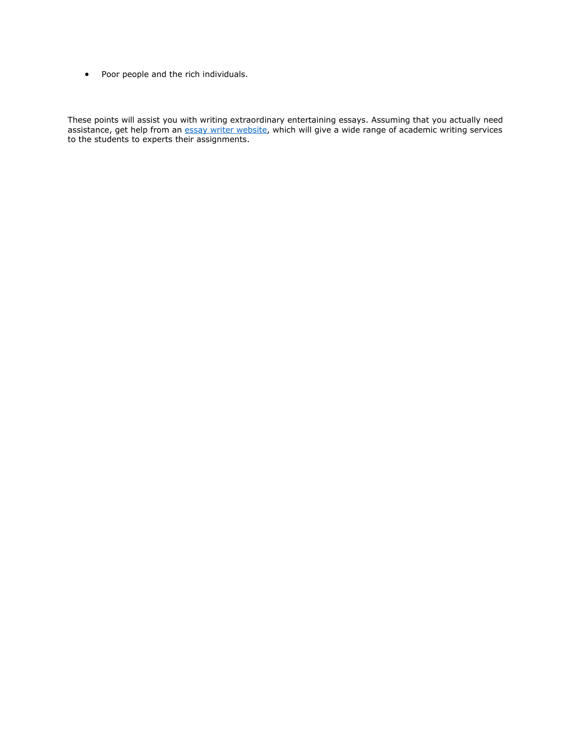- Poor people and the rich individuals.

These points will assist you with writing extraordinary entertaining essays. Assuming that you actually need assistance, get help from an essay writer website, which will give a wide range of academic writing services to the students to experts their assignments.